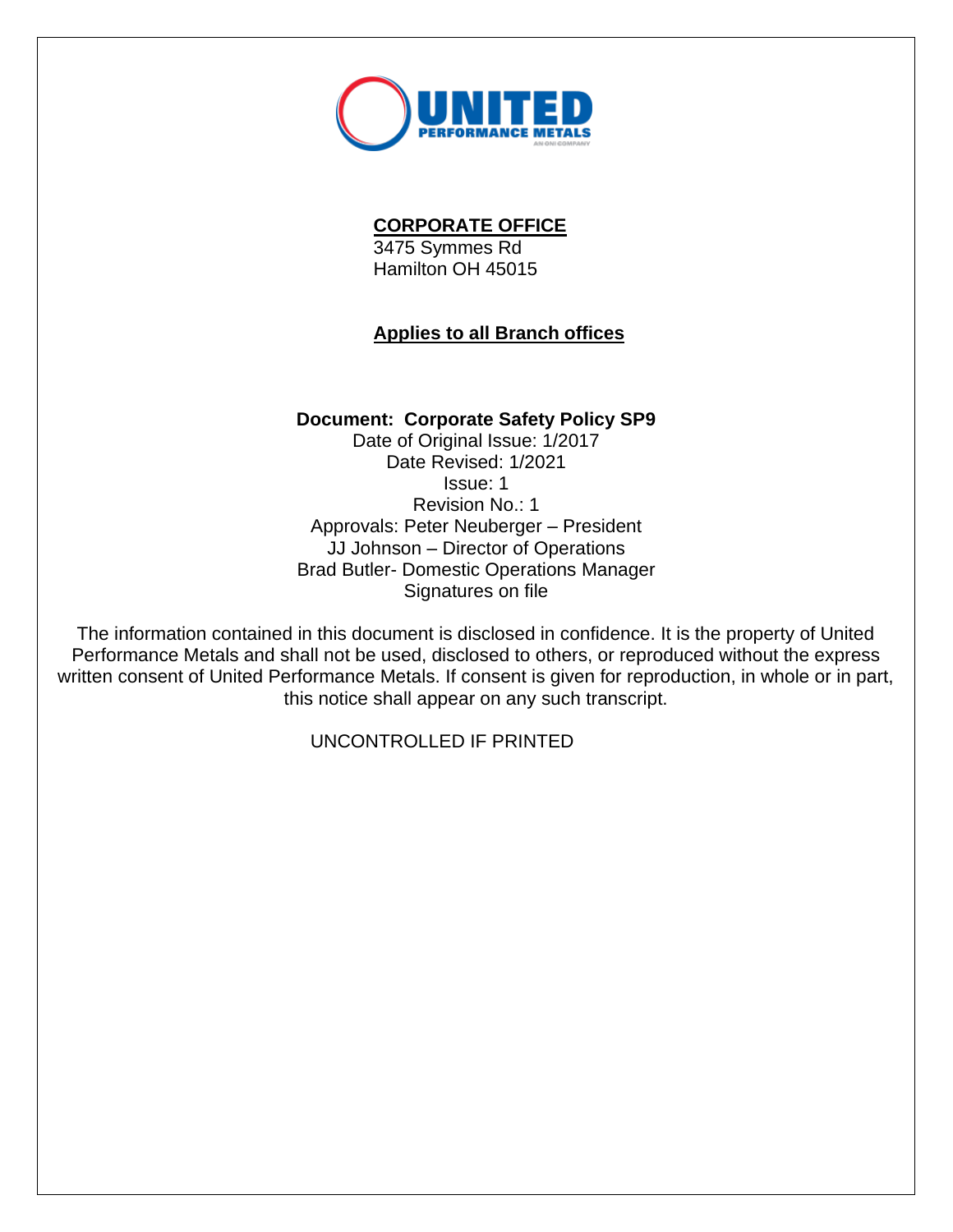**CORPORATE OFFICE**
3475 Symmes Rd
Hamilton OH 45015

**Applies to all Branch offices**

**Document: Corporate Safety Policy SP9**
Date of Original Issue: 1/2017
Date Revised: 1/2021
Issue: 1
Revision No.: 1
Approvals: Peter Neuberger – President
JJ Johnson – Director of Operations
Brad Butler- Domestic Operations Manager
Signatures on file

The information contained in this document is disclosed in confidence. It is the property of United Performance Metals and shall not be used, disclosed to others, or reproduced without the express written consent of United Performance Metals. If consent is given for reproduction, in whole or in part, this notice shall appear on any such transcript.

UNCONTROLLED IF PRINTED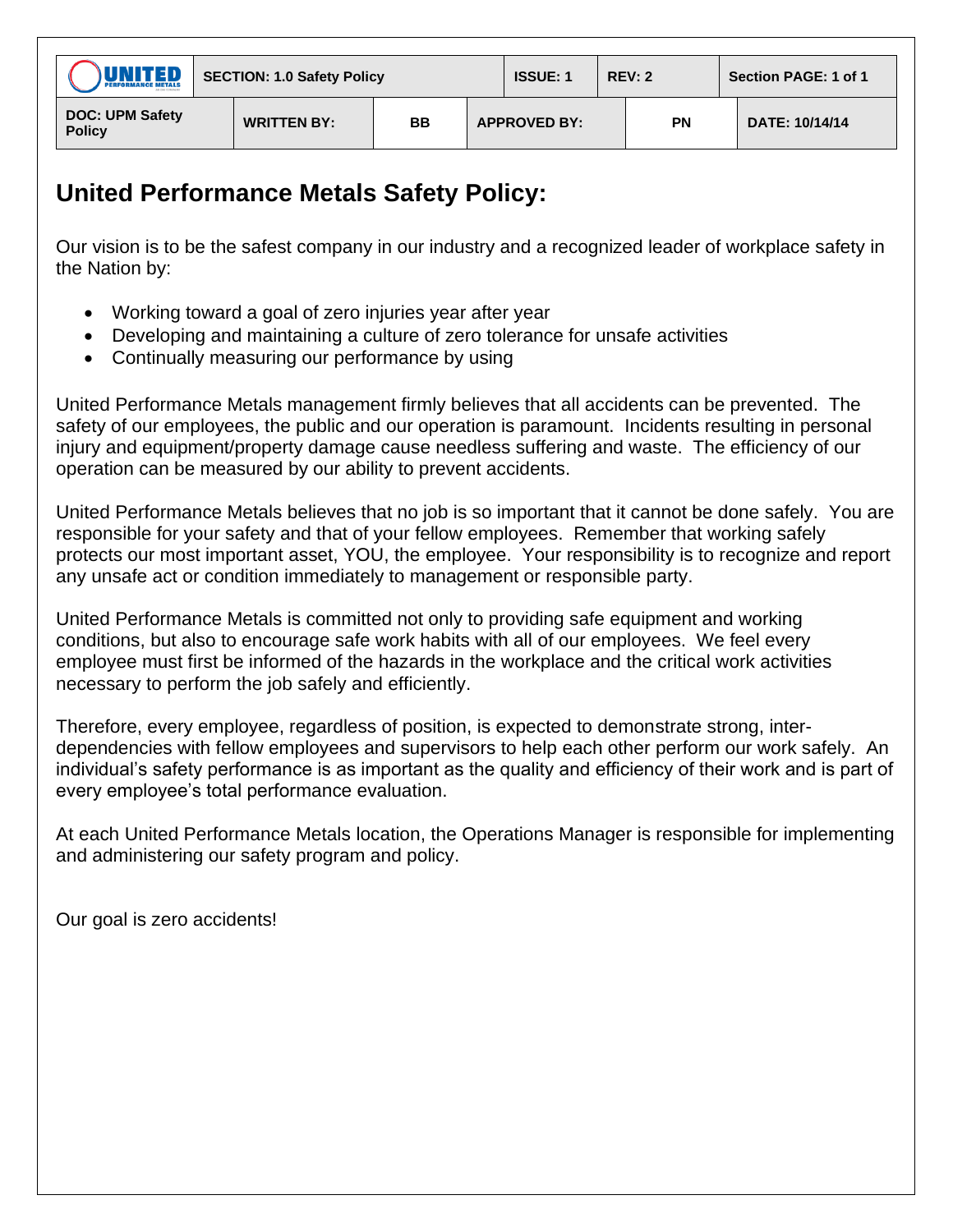| | | | | | | | |
|---|---|---|---|---|---|---|---|
| UNITED PERFORMANCE METALS | SECTION: 1.0 Safety Policy | | | ISSUE: 1 | REV: 2 | | Section PAGE: 1 of 1 |
| DOC: UPM Safety Policy | WRITTEN BY: | BB | APPROVED BY: | | | PN | DATE: 10/14/14 |

## United Performance Metals Safety Policy:

Our vision is to be the safest company in our industry and a recognized leader of workplace safety in the Nation by:

- Working toward a goal of zero injuries year after year
- Developing and maintaining a culture of zero tolerance for unsafe activities
- Continually measuring our performance by using

United Performance Metals management firmly believes that all accidents can be prevented. The safety of our employees, the public and our operation is paramount. Incidents resulting in personal injury and equipment/property damage cause needless suffering and waste. The efficiency of our operation can be measured by our ability to prevent accidents.

United Performance Metals believes that no job is so important that it cannot be done safely. You are responsible for your safety and that of your fellow employees. Remember that working safely protects our most important asset, YOU, the employee. Your responsibility is to recognize and report any unsafe act or condition immediately to management or responsible party.

United Performance Metals is committed not only to providing safe equipment and working conditions, but also to encourage safe work habits with all of our employees. We feel every employee must first be informed of the hazards in the workplace and the critical work activities necessary to perform the job safely and efficiently.

Therefore, every employee, regardless of position, is expected to demonstrate strong, inter-dependencies with fellow employees and supervisors to help each other perform our work safely. An individual's safety performance is as important as the quality and efficiency of their work and is part of every employee's total performance evaluation.

At each United Performance Metals location, the Operations Manager is responsible for implementing and administering our safety program and policy.

Our goal is zero accidents!